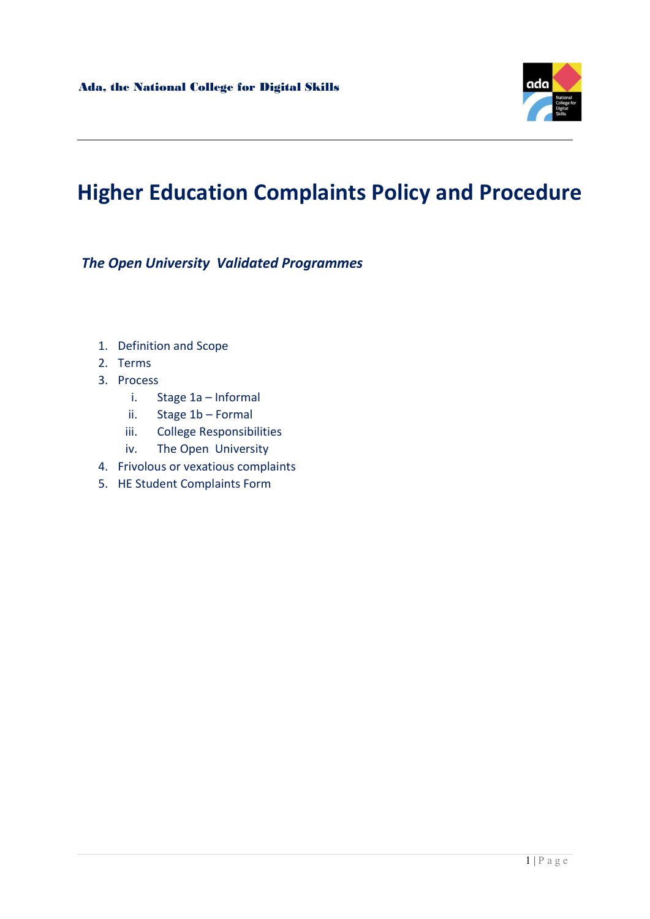# Higher Education Complaints Policy and Procedure

***The Open University Validated Programmes***

1. Definition and Scope
2. Terms
3. Process
   - i. Stage 1a – Informal
   - ii. Stage 1b – Formal
   - iii. College Responsibilities
   - iv. The Open University
4. Frivolous or vexatious complaints
5. HE Student Complaints Form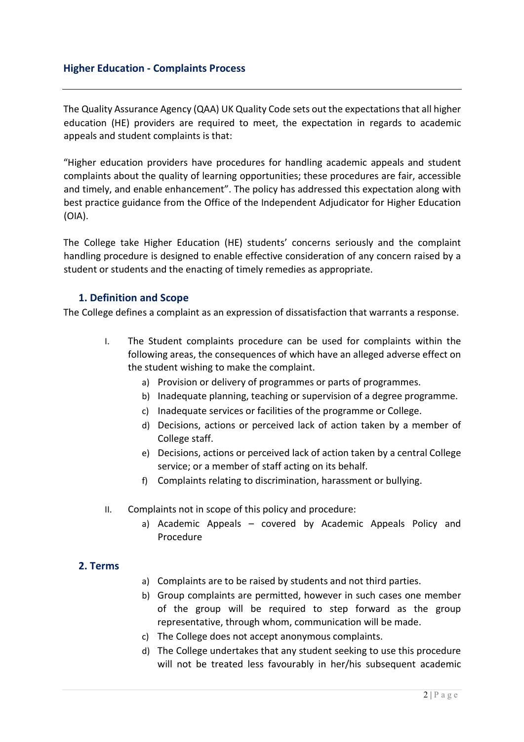## Higher Education - Complaints Process

The Quality Assurance Agency (QAA) UK Quality Code sets out the expectations that all higher education (HE) providers are required to meet, the expectation in regards to academic appeals and student complaints is that:

"Higher education providers have procedures for handling academic appeals and student complaints about the quality of learning opportunities; these procedures are fair, accessible and timely, and enable enhancement". The policy has addressed this expectation along with best practice guidance from the Office of the Independent Adjudicator for Higher Education (OIA).

The College take Higher Education (HE) students' concerns seriously and the complaint handling procedure is designed to enable effective consideration of any concern raised by a student or students and the enacting of timely remedies as appropriate.

### 1. Definition and Scope

The College defines a complaint as an expression of dissatisfaction that warrants a response.

I. The Student complaints procedure can be used for complaints within the following areas, the consequences of which have an alleged adverse effect on the student wishing to make the complaint.
   a) Provision or delivery of programmes or parts of programmes.
   b) Inadequate planning, teaching or supervision of a degree programme.
   c) Inadequate services or facilities of the programme or College.
   d) Decisions, actions or perceived lack of action taken by a member of College staff.
   e) Decisions, actions or perceived lack of action taken by a central College service; or a member of staff acting on its behalf.
   f) Complaints relating to discrimination, harassment or bullying.

II. Complaints not in scope of this policy and procedure:
   a) Academic Appeals – covered by Academic Appeals Policy and Procedure

### 2. Terms

a) Complaints are to be raised by students and not third parties.
b) Group complaints are permitted, however in such cases one member of the group will be required to step forward as the group representative, through whom, communication will be made.
c) The College does not accept anonymous complaints.
d) The College undertakes that any student seeking to use this procedure will not be treated less favourably in her/his subsequent academic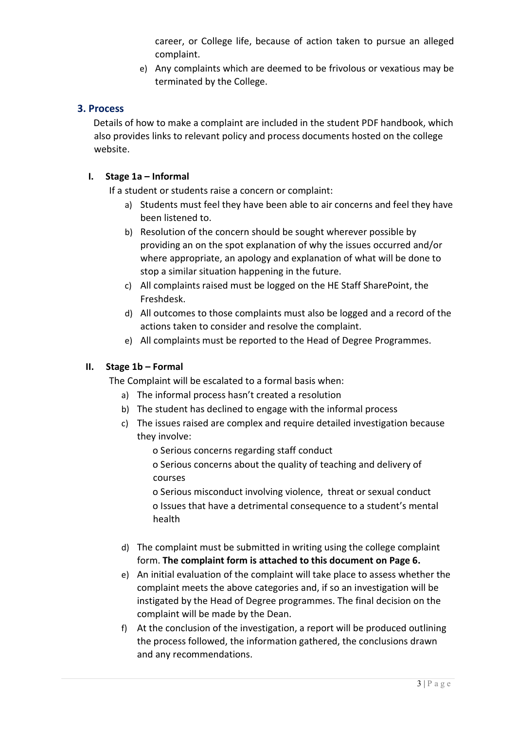career, or College life, because of action taken to pursue an alleged complaint.

e) Any complaints which are deemed to be frivolous or vexatious may be terminated by the College.

## 3. Process

Details of how to make a complaint are included in the student PDF handbook, which also provides links to relevant policy and process documents hosted on the college website.

### I. Stage 1a – Informal

If a student or students raise a concern or complaint:

a) Students must feel they have been able to air concerns and feel they have been listened to.

b) Resolution of the concern should be sought wherever possible by providing an on the spot explanation of why the issues occurred and/or where appropriate, an apology and explanation of what will be done to stop a similar situation happening in the future.

c) All complaints raised must be logged on the HE Staff SharePoint, the Freshdesk.

d) All outcomes to those complaints must also be logged and a record of the actions taken to consider and resolve the complaint.

e) All complaints must be reported to the Head of Degree Programmes.

### II. Stage 1b – Formal

The Complaint will be escalated to a formal basis when:

a) The informal process hasn't created a resolution

b) The student has declined to engage with the informal process

c) The issues raised are complex and require detailed investigation because they involve:

- Serious concerns regarding staff conduct
- Serious concerns about the quality of teaching and delivery of courses
- Serious misconduct involving violence, threat or sexual conduct
- Issues that have a detrimental consequence to a student's mental health

d) The complaint must be submitted in writing using the college complaint form. **The complaint form is attached to this document on Page 6.**

e) An initial evaluation of the complaint will take place to assess whether the complaint meets the above categories and, if so an investigation will be instigated by the Head of Degree programmes. The final decision on the complaint will be made by the Dean.

f) At the conclusion of the investigation, a report will be produced outlining the process followed, the information gathered, the conclusions drawn and any recommendations.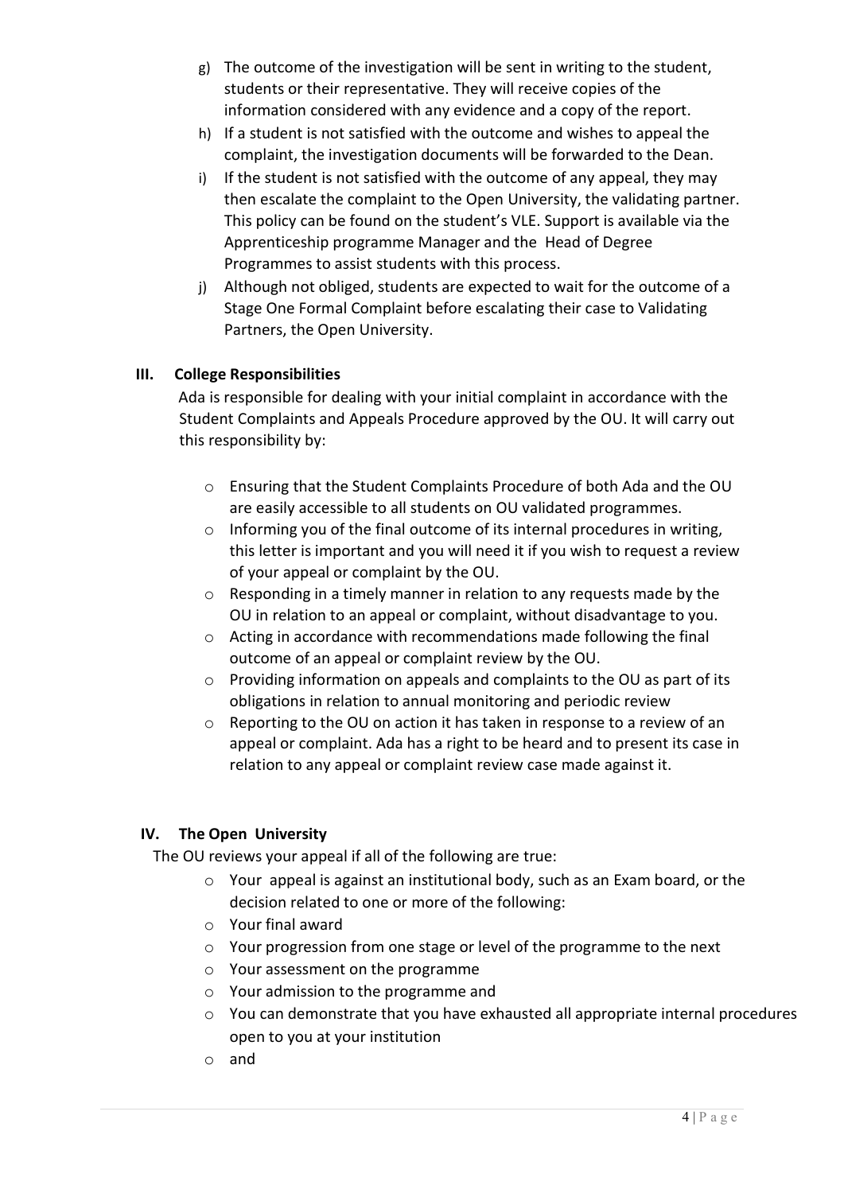g) The outcome of the investigation will be sent in writing to the student, students or their representative. They will receive copies of the information considered with any evidence and a copy of the report.

h) If a student is not satisfied with the outcome and wishes to appeal the complaint, the investigation documents will be forwarded to the Dean.

i) If the student is not satisfied with the outcome of any appeal, they may then escalate the complaint to the Open University, the validating partner. This policy can be found on the student's VLE. Support is available via the Apprenticeship programme Manager and the Head of Degree Programmes to assist students with this process.

j) Although not obliged, students are expected to wait for the outcome of a Stage One Formal Complaint before escalating their case to Validating Partners, the Open University.

## III. College Responsibilities

Ada is responsible for dealing with your initial complaint in accordance with the Student Complaints and Appeals Procedure approved by the OU. It will carry out this responsibility by:

- Ensuring that the Student Complaints Procedure of both Ada and the OU are easily accessible to all students on OU validated programmes.
- Informing you of the final outcome of its internal procedures in writing, this letter is important and you will need it if you wish to request a review of your appeal or complaint by the OU.
- Responding in a timely manner in relation to any requests made by the OU in relation to an appeal or complaint, without disadvantage to you.
- Acting in accordance with recommendations made following the final outcome of an appeal or complaint review by the OU.
- Providing information on appeals and complaints to the OU as part of its obligations in relation to annual monitoring and periodic review
- Reporting to the OU on action it has taken in response to a review of an appeal or complaint. Ada has a right to be heard and to present its case in relation to any appeal or complaint review case made against it.

## IV. The Open University

The OU reviews your appeal if all of the following are true:

- Your appeal is against an institutional body, such as an Exam board, or the decision related to one or more of the following:
- Your final award
- Your progression from one stage or level of the programme to the next
- Your assessment on the programme
- Your admission to the programme and
- You can demonstrate that you have exhausted all appropriate internal procedures open to you at your institution
- and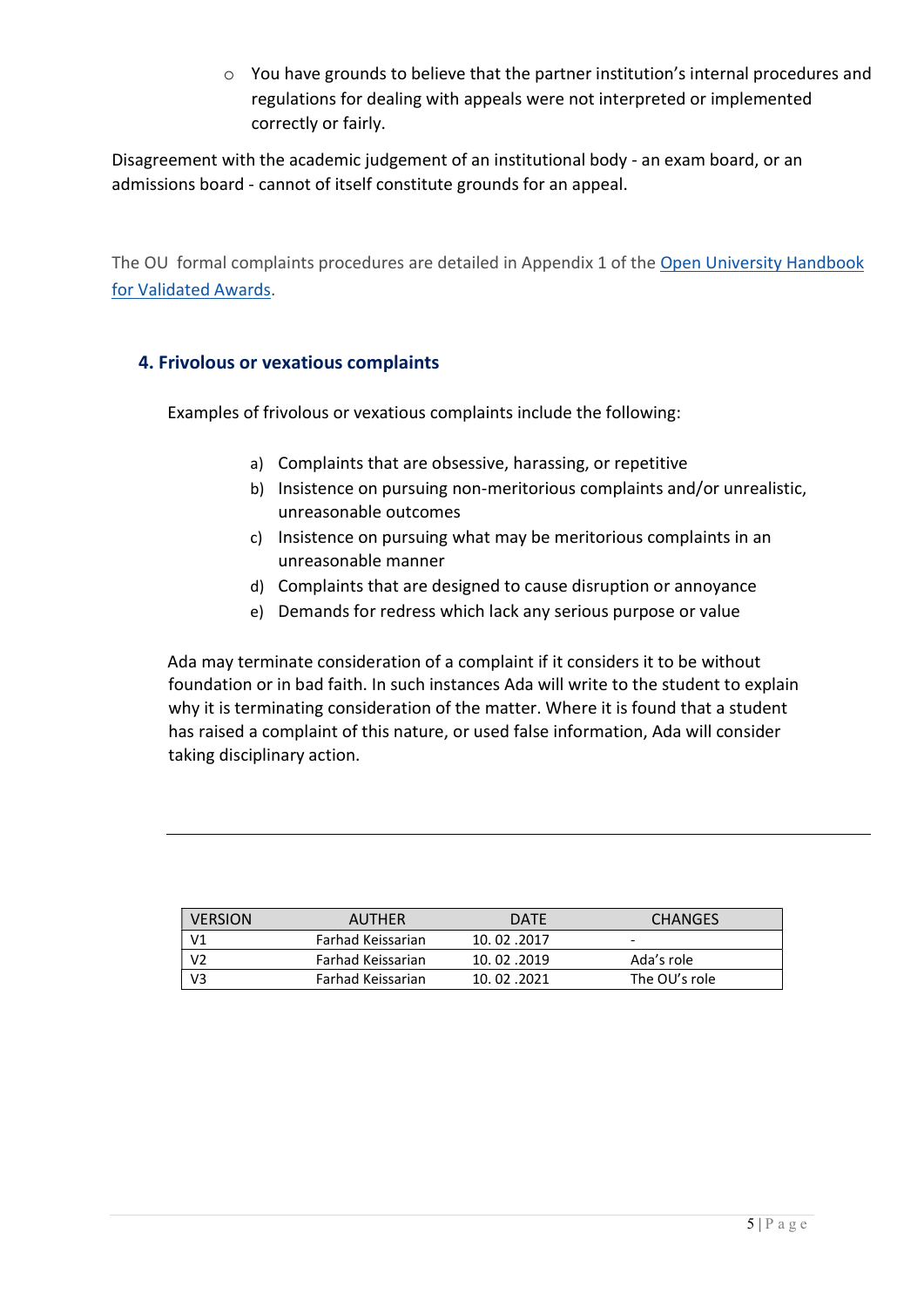- You have grounds to believe that the partner institution's internal procedures and regulations for dealing with appeals were not interpreted or implemented correctly or fairly.

Disagreement with the academic judgement of an institutional body - an exam board, or an admissions board - cannot of itself constitute grounds for an appeal.

The OU formal complaints procedures are detailed in Appendix 1 of the [Open University Handbook for Validated Awards](Open University Handbook for Validated Awards).

## 4. Frivolous or vexatious complaints

Examples of frivolous or vexatious complaints include the following:

a) Complaints that are obsessive, harassing, or repetitive
b) Insistence on pursuing non-meritorious complaints and/or unrealistic, unreasonable outcomes
c) Insistence on pursuing what may be meritorious complaints in an unreasonable manner
d) Complaints that are designed to cause disruption or annoyance
e) Demands for redress which lack any serious purpose or value

Ada may terminate consideration of a complaint if it considers it to be without foundation or in bad faith. In such instances Ada will write to the student to explain why it is terminating consideration of the matter. Where it is found that a student has raised a complaint of this nature, or used false information, Ada will consider taking disciplinary action.

---

| VERSION | AUTHER | DATE | CHANGES |
|---|---|---|---|
| V1 | Farhad Keissarian | 10. 02 .2017 | - |
| V2 | Farhad Keissarian | 10. 02 .2019 | Ada's role |
| V3 | Farhad Keissarian | 10. 02 .2021 | The OU's role |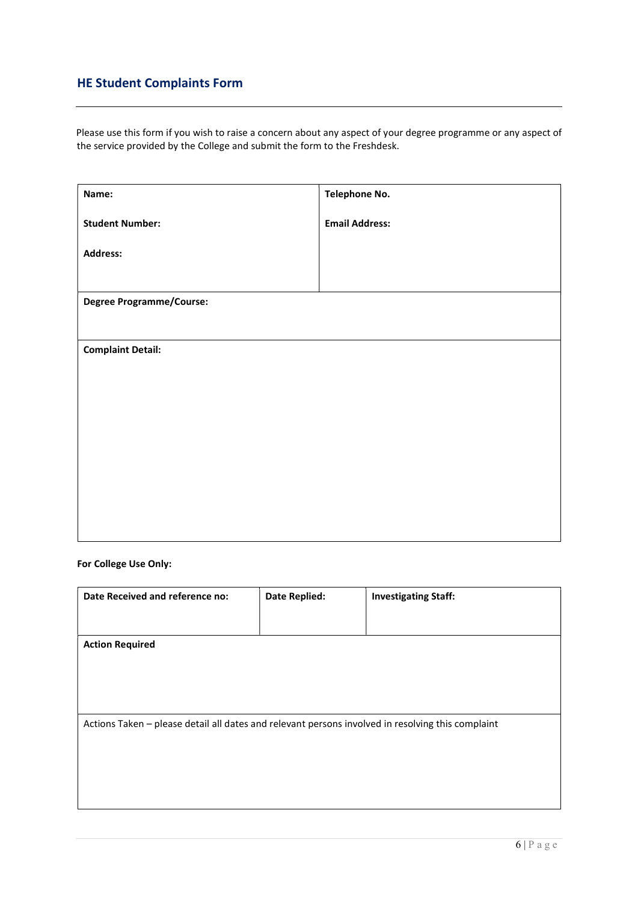## HE Student Complaints Form

Please use this form if you wish to raise a concern about any aspect of your degree programme or any aspect of the service provided by the College and submit the form to the Freshdesk.

| | |
|---|---|
| **Name:**<br><br>**Student Number:**<br><br>**Address:** | **Telephone No.**<br><br>**Email Address:** |
| **Degree Programme/Course:** | |
| **Complaint Detail:** | |

**For College Use Only:**

| | | |
|---|---|---|
| **Date Received and reference no:** | **Date Replied:** | **Investigating Staff:** |
| **Action Required** | | |
| Actions Taken – please detail all dates and relevant persons involved in resolving this complaint | | |